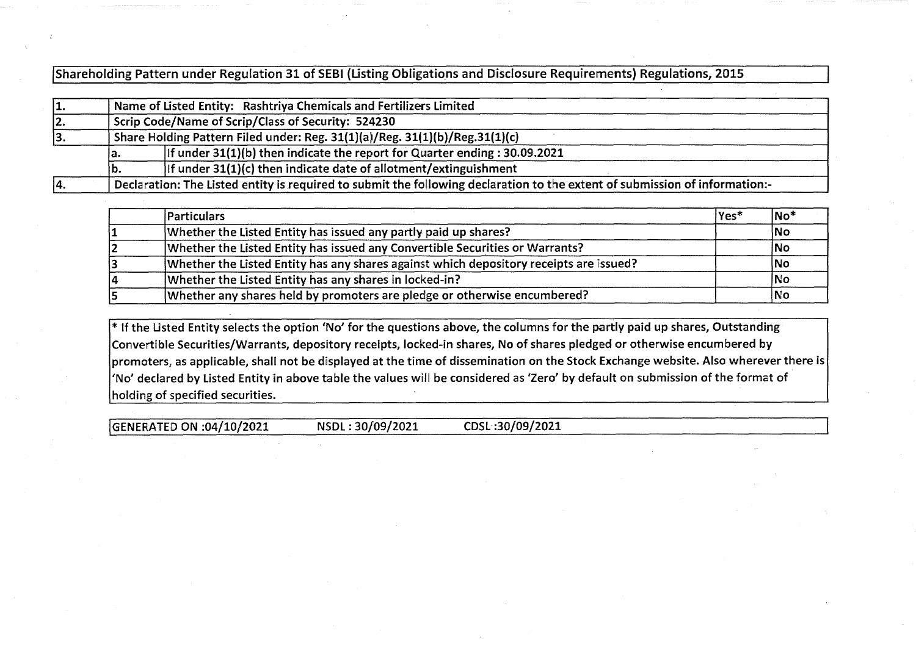# Shareholding Pattern under Regulation 31 of SEBI (Listing Obligations and Disclosure Requirements) Regulations, 2015

| | | |
|---|---|---|
| 1. | Name of Listed Entity: Rashtriya Chemicals and Fertilizers Limited | |
| 2. | Scrip Code/Name of Scrip/Class of Security: 524230 | |
| 3. | Share Holding Pattern Filed under: Reg. 31(1)(a)/Reg. 31(1)(b)/Reg.31(1)(c) | |
| | a. | If under 31(1)(b) then indicate the report for Quarter ending : 30.09.2021 |
| | b. | If under 31(1)(c) then indicate date of allotment/extinguishment |
| 4. | Declaration: The Listed entity is required to submit the following declaration to the extent of submission of information:- | |

| | Particulars | Yes* | No* |
|---|---|---|---|
| 1 | Whether the Listed Entity has issued any partly paid up shares? | | No |
| 2 | Whether the Listed Entity has issued any Convertible Securities or Warrants? | | No |
| 3 | Whether the Listed Entity has any shares against which depository receipts are issued? | | No |
| 4 | Whether the Listed Entity has any shares in locked-in? | | No |
| 5 | Whether any shares held by promoters are pledge or otherwise encumbered? | | No |

* If the Listed Entity selects the option 'No' for the questions above, the columns for the partly paid up shares, Outstanding Convertible Securities/Warrants, depository receipts, locked-in shares, No of shares pledged or otherwise encumbered by promoters, as applicable, shall not be displayed at the time of dissemination on the Stock Exchange website. Also wherever there is 'No' declared by Listed Entity in above table the values will be considered as 'Zero' by default on submission of the format of holding of specified securities.

GENERATED ON :04/10/2021 NSDL : 30/09/2021 CDSL :30/09/2021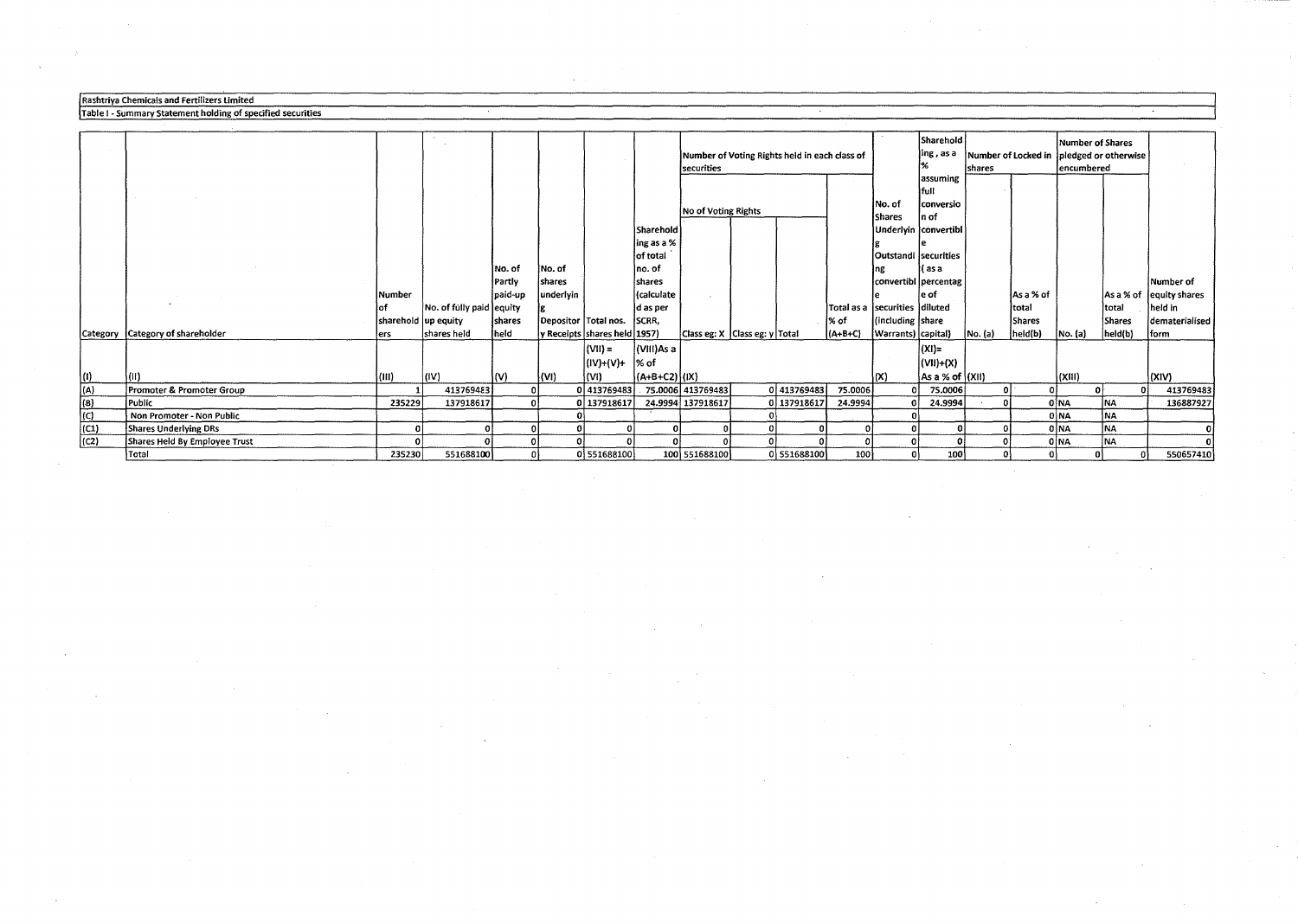Rashtriya Chemicals and Fertilizers Limited

Table I - Summary Statement holding of specified securities

| Category | Category of shareholder | Number of shareholders | No. of fully paid up equity shares held | No. of Partly paid-up equity shares held | No. of shares underlying Depository Receipts | Total nos. shares held | Shareholding as a % of total no. of shares (calculated as per SCRR, 1957) | Number of Voting Rights held in each class of securities | | | | No. of Shares Underlying Outstanding convertible securities (including Warrants) | Shareholding, as a % assuming full conversion of convertible securities (as a percentage of diluted share capital) | Number of Locked in shares | | Number of Shares pledged or otherwise encumbered | | Number of equity shares held in dematerialised form |
|---|---|---|---|---|---|---|---|---|---|---|---|---|---|---|---|---|---|---|
| | | | | | | | | No of Voting Rights | | | Total as a % of (A+B+C) | | | No. (a) | As a % of total Shares held(b) | No. (a) | As a % of total Shares held(b) | |
| | | | | | | | | Class eg: X | Class eg: y | Total | | | | | | | | |
| (I) | (II) | (III) | (IV) | (V) | (VI) | (VII) = (IV)+(V)+(VI) | (VIII)As a % of (A+B+C2) | (IX) | | | | (X) | (XI)= (VII)+(X) As a % of (A+B+C2) | (XII) | | (XIII) | | (XIV) |
| (A) | Promoter & Promoter Group | 1 | 413769483 | 0 | 0 | 413769483 | 75.0006 | 413769483 | 0 | 413769483 | 75.0006 | 0 | 75.0006 | 0 | 0 | 0 | 0 | 413769483 |
| (B) | Public | 235229 | 137918617 | 0 | 0 | 137918617 | 24.9994 | 137918617 | 0 | 137918617 | 24.9994 | 0 | 24.9994 | 0 | 0 | NA | NA | 136887927 |
| (C) | Non Promoter - Non Public | | | | 0 | | | | 0 | | | 0 | | | 0 | NA | NA | |
| (C1) | Shares Underlying DRs | 0 | 0 | 0 | 0 | 0 | 0 | 0 | 0 | 0 | 0 | 0 | 0 | 0 | 0 | NA | NA | 0 |
| (C2) | Shares Held By Employee Trust | 0 | 0 | 0 | 0 | 0 | 0 | 0 | 0 | 0 | 0 | 0 | 0 | 0 | 0 | NA | NA | 0 |
| | Total | 235230 | 551688100 | 0 | 0 | 551688100 | 100 | 551688100 | 0 | 551688100 | 100 | 0 | 100 | 0 | 0 | 0 | 0 | 550657410 |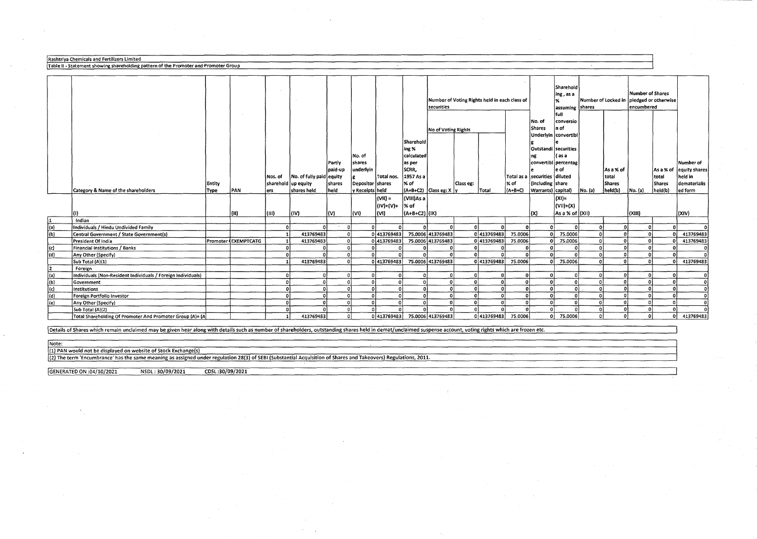Rashtriya Chemicals and Fertilizers Limited

Table II - Statement showing shareholding pattern of the Promoter and Promoter Group

| | Category & Name of the shareholders | Entity Type | PAN | Nos. of shareholders | No. of fully paid up equity shares held | Partly paid-up equity shares held | No. of shares underlying Depository Receipts | Total nos. shares held | Shareholding % calculated as per SCRR, 1957 As a % of (A+B+C2) | Number of Voting Rights held in each class of securities | | | | No. of Shares Underlying Outstanding convertible securities (including Warrants) | Shareholding , as a % assuming full conversion of convertible securities ( as a percentage of diluted share capital) | Number of Locked in shares | | Number of Shares pledged or otherwise encumbered | | Number of equity shares held in dematerialised form |
|---|---|---|---|---|---|---|---|---|---|---|---|---|---|---|---|---|---|---|---|---|
| | | | | | | | | | | No of Voting Rights | | | Total as a % of (A+B+C) | | | | | | | |
| | | | | | | | | | | Class eg: X | Class eg: y | Total | | | | No. (a) | As a % of total Shares held(b) | No. (a) | As a % of total Shares held(b) | |
| | (I) | | (II) | (III) | (IV) | (V) | (VI) | (VII) = (IV)+(V)+ (VI) | (VIII)As a % of (A+B+C2) | (IX) | | | | (X) | (XI)= (VII)+(X) As a % of (A+B+C2) | (XII) | | (XIII) | | (XIV) |
| 1 | Indian | | | | | | | | | | | | | | | | | | | |
| (a) | Individuals / Hindu Undivided Family | | | 0 | 0 | 0 | 0 | 0 | 0 | 0 | 0 | 0 | 0 | 0 | 0 | 0 | 0 | 0 | 0 | 0 |
| (b) | Central Government / State Government(s) | | | 1 | 413769483 | 0 | 0 | 413769483 | 75.0006 | 413769483 | 0 | 413769483 | 75.0006 | 0 | 75.0006 | 0 | 0 | 0 | 0 | 413769483 |
| | President Of India | Promoter | EXEMPTCATG | 1 | 413769483 | 0 | 0 | 413769483 | 75.0006 | 413769483 | 0 | 413769483 | 75.0006 | 0 | 75.0006 | 0 | 0 | 0 | 0 | 413769483 |
| (c) | Financial Institutions / Banks | | | 0 | 0 | 0 | 0 | 0 | 0 | 0 | 0 | 0 | 0 | 0 | 0 | 0 | 0 | 0 | 0 | 0 |
| (d) | Any Other (Specify) | | | 0 | 0 | 0 | 0 | 0 | 0 | 0 | 0 | 0 | 0 | 0 | 0 | 0 | 0 | 0 | 0 | 0 |
| | Sub Total (A)(1) | | | 1 | 413769483 | 0 | 0 | 413769483 | 75.0006 | 413769483 | 0 | 413769483 | 75.0006 | 0 | 75.0006 | 0 | 0 | 0 | 0 | 413769483 |
| 2 | Foreign | | | | | | | | | | | | | | | | | | | |
| (a) | Individuals (Non-Resident Individuals / Foreign Individuals) | | | 0 | 0 | 0 | 0 | 0 | 0 | 0 | 0 | 0 | 0 | 0 | 0 | 0 | 0 | 0 | 0 | 0 |
| (b) | Government | | | 0 | 0 | 0 | 0 | 0 | 0 | 0 | 0 | 0 | 0 | 0 | 0 | 0 | 0 | 0 | 0 | 0 |
| (c) | Institutions | | | 0 | 0 | 0 | 0 | 0 | 0 | 0 | 0 | 0 | 0 | 0 | 0 | 0 | 0 | 0 | 0 | 0 |
| (d) | Foreign Portfolio Investor | | | 0 | 0 | 0 | 0 | 0 | 0 | 0 | 0 | 0 | 0 | 0 | 0 | 0 | 0 | 0 | 0 | 0 |
| (e) | Any Other (Specify) | | | 0 | 0 | 0 | 0 | 0 | 0 | 0 | 0 | 0 | 0 | 0 | 0 | 0 | 0 | 0 | 0 | 0 |
| | Sub Total (A)(2) | | | 0 | 0 | 0 | 0 | 0 | 0 | 0 | 0 | 0 | 0 | 0 | 0 | 0 | 0 | 0 | 0 | 0 |
| | Total Shareholding Of Promoter And Promoter Group (A)= (A | | | 1 | 413769483 | 0 | 0 | 413769483 | 75.0006 | 413769483 | 0 | 413769483 | 75.0006 | 0 | 75.0006 | 0 | 0 | 0 | 0 | 413769483 |

Details of Shares which remain unclaimed may be given hear along with details such as number of shareholders, outstanding shares held in demat/unclaimed suspense account, voting rights which are frozen etc.

Note:

(1) PAN would not be displayed on website of Stock Exchange(s)

(2) The term 'Encumbrance' has the same meaning as assigned under regulation 28(3) of SEBI (Substantial Acquisition of Shares and Takeovers) Regulations, 2011.

GENERATED ON :04/10/2021 NSDL : 30/09/2021 CDSL :30/09/2021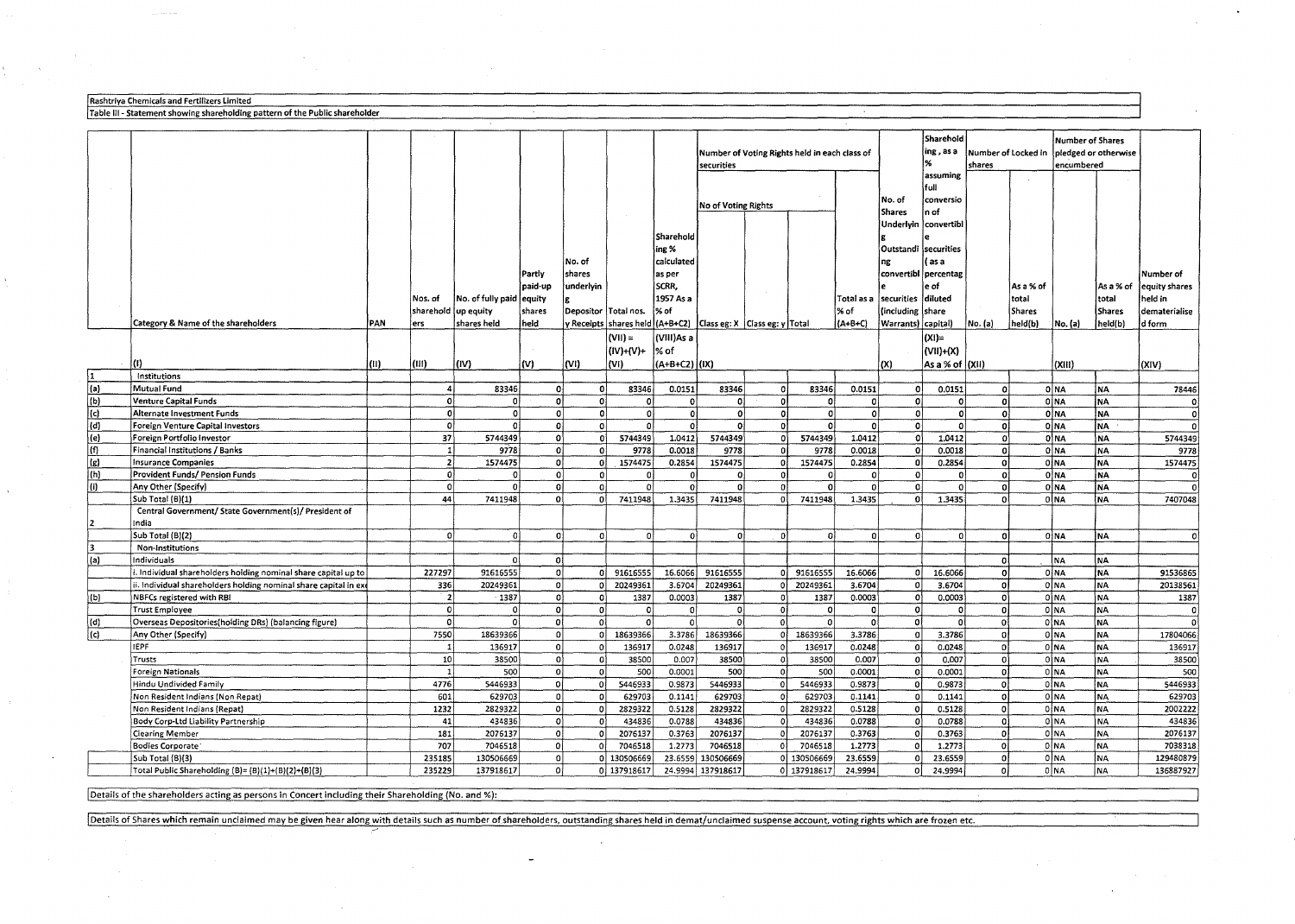Rashtriya Chemicals and Fertilizers Limited

Table III - Statement showing shareholding pattern of the Public shareholder

| | Category & Name of the shareholders | PAN | Nos. of shareholders | No. of fully paid up equity shares held | Partly paid-up equity shares held | No. of shares underlying Depository Receipts | Total nos. shares held | Shareholding % calculated as per SCRR, 1957 As a % of (A+B+C2) | Number of Voting Rights held in each class of securities | | | | No. of Shares Underlying Outstanding convertible securities (including Warrants) | Shareholding , as a % assuming full conversion of convertible securities ( as a percentage of diluted share capital) | Number of Locked in shares | | Number of Shares pledged or otherwise encumbered | | Number of equity shares held in dematerialised form |
|---|---|---|---|---|---|---|---|---|---|---|---|---|---|---|---|---|---|---|---|
| | | | | | | | | | No of Voting Rights | | | Total as a % of (A+B+C) | | | No. (a) | As a % of total Shares held(b) | No. (a) | As a % of total Shares held(b) | |
| | | | | | | | | | Class eg: X | Class eg: y | Total | | | | | | | | |
| | | | | | | | (VII) = (IV)+(V)+ (VI) | (VIII)As a % of (A+B+C2) | (IX) | | | | (X) | (XI)= (VII)+(X) As a % of (A+B+C2) | (XII) | | (XIII) | | (XIV) |
| | (I) | (II) | (III) | (IV) | (V) | (VI) | | | | | | | | | | | | | |
| 1 | Institutions | | | | | | | | | | | | | | | | | | |
| (a) | Mutual Fund | | 4 | 83346 | 0 | 0 | 83346 | 0.0151 | 83346 | 0 | 83346 | 0.0151 | 0 | 0.0151 | 0 | 0 | NA | NA | 78446 |
| (b) | Venture Capital Funds | | 0 | 0 | 0 | 0 | 0 | 0 | 0 | 0 | 0 | 0 | 0 | 0 | 0 | 0 | NA | NA | 0 |
| (c) | Alternate Investment Funds | | 0 | 0 | 0 | 0 | 0 | 0 | 0 | 0 | 0 | 0 | 0 | 0 | 0 | 0 | NA | NA | 0 |
| (d) | Foreign Venture Capital Investors | | 0 | 0 | 0 | 0 | 0 | 0 | 0 | 0 | 0 | 0 | 0 | 0 | 0 | 0 | NA | NA | 0 |
| (e) | Foreign Portfolio Investor | | 37 | 5744349 | 0 | 0 | 5744349 | 1.0412 | 5744349 | 0 | 5744349 | 1.0412 | 0 | 1.0412 | 0 | 0 | NA | NA | 5744349 |
| (f) | Financial Institutions / Banks | | 1 | 9778 | 0 | 0 | 9778 | 0.0018 | 9778 | 0 | 9778 | 0.0018 | 0 | 0.0018 | 0 | 0 | NA | NA | 9778 |
| (g) | Insurance Companies | | 2 | 1574475 | 0 | 0 | 1574475 | 0.2854 | 1574475 | 0 | 1574475 | 0.2854 | 0 | 0.2854 | 0 | 0 | NA | NA | 1574475 |
| (h) | Provident Funds/ Pension Funds | | 0 | 0 | 0 | 0 | 0 | 0 | 0 | 0 | 0 | 0 | 0 | 0 | 0 | 0 | NA | NA | 0 |
| (i) | Any Other (Specify) | | 0 | 0 | 0 | 0 | 0 | 0 | 0 | 0 | 0 | 0 | 0 | 0 | 0 | 0 | NA | NA | 0 |
| | Sub Total (B)(1) | | 44 | 7411948 | 0 | 0 | 7411948 | 1.3435 | 7411948 | 0 | 7411948 | 1.3435 | 0 | 1.3435 | 0 | 0 | NA | NA | 7407048 |
| 2 | Central Government/ State Government(s)/ President of India | | | | | | | | | | | | | | | | | | |
| | Sub Total (B)(2) | | 0 | 0 | 0 | 0 | 0 | 0 | 0 | 0 | 0 | 0 | 0 | 0 | 0 | 0 | NA | NA | 0 |
| 3 | Non-Institutions | | | | | | | | | | | | | | | | | | |
| (a) | Individuals | | | 0 | 0 | | | | | | | | | | 0 | | NA | NA | |
| | i. Individual shareholders holding nominal share capital up to | | 227297 | 91616555 | 0 | 0 | 91616555 | 16.6066 | 91616555 | 0 | 91616555 | 16.6066 | 0 | 16.6066 | 0 | 0 | NA | NA | 91536865 |
| | ii. Individual shareholders holding nominal share capital in exc | | 336 | 20249361 | 0 | 0 | 20249361 | 3.6704 | 20249361 | 0 | 20249361 | 3.6704 | 0 | 3.6704 | 0 | 0 | NA | NA | 20138561 |
| (b) | NBFCs registered with RBI | | 2 | 1387 | 0 | 0 | 1387 | 0.0003 | 1387 | 0 | 1387 | 0.0003 | 0 | 0.0003 | 0 | 0 | NA | NA | 1387 |
| | Trust Employee | | 0 | 0 | 0 | 0 | 0 | 0 | 0 | 0 | 0 | 0 | 0 | 0 | 0 | 0 | NA | NA | 0 |
| (d) | Overseas Depositories(holding DRs) (balancing figure) | | 0 | 0 | 0 | 0 | 0 | 0 | 0 | 0 | 0 | 0 | 0 | 0 | 0 | 0 | NA | NA | 0 |
| (c) | Any Other (Specify) | | 7550 | 18639366 | 0 | 0 | 18639366 | 3.3786 | 18639366 | 0 | 18639366 | 3.3786 | 0 | 3.3786 | 0 | 0 | NA | NA | 17804066 |
| | IEPF | | 1 | 136917 | 0 | 0 | 136917 | 0.0248 | 136917 | 0 | 136917 | 0.0248 | 0 | 0.0248 | 0 | 0 | NA | NA | 136917 |
| | Trusts | | 10 | 38500 | 0 | 0 | 38500 | 0.007 | 38500 | 0 | 38500 | 0.007 | 0 | 0.007 | 0 | 0 | NA | NA | 38500 |
| | Foreign Nationals | | 1 | 500 | 0 | 0 | 500 | 0.0001 | 500 | 0 | 500 | 0.0001 | 0 | 0.0001 | 0 | 0 | NA | NA | 500 |
| | Hindu Undivided Family | | 4776 | 5446933 | 0 | 0 | 5446933 | 0.9873 | 5446933 | 0 | 5446933 | 0.9873 | 0 | 0.9873 | 0 | 0 | NA | NA | 5446933 |
| | Non Resident Indians (Non Repat) | | 601 | 629703 | 0 | 0 | 629703 | 0.1141 | 629703 | 0 | 629703 | 0.1141 | 0 | 0.1141 | 0 | 0 | NA | NA | 629703 |
| | Non Resident Indians (Repat) | | 1232 | 2829322 | 0 | 0 | 2829322 | 0.5128 | 2829322 | 0 | 2829322 | 0.5128 | 0 | 0.5128 | 0 | 0 | NA | NA | 2002222 |
| | Body Corp-Ltd Liability Partnership | | 41 | 434836 | 0 | 0 | 434836 | 0.0788 | 434836 | 0 | 434836 | 0.0788 | 0 | 0.0788 | 0 | 0 | NA | NA | 434836 |
| | Clearing Member | | 181 | 2076137 | 0 | 0 | 2076137 | 0.3763 | 2076137 | 0 | 2076137 | 0.3763 | 0 | 0.3763 | 0 | 0 | NA | NA | 2076137 |
| | Bodies Corporate | | 707 | 7046518 | 0 | 0 | 7046518 | 1.2773 | 7046518 | 0 | 7046518 | 1.2773 | 0 | 1.2773 | 0 | 0 | NA | NA | 7038318 |
| | Sub Total (B)(3) | | 235185 | 130506669 | 0 | 0 | 130506669 | 23.6559 | 130506669 | 0 | 130506669 | 23.6559 | 0 | 23.6559 | 0 | 0 | NA | NA | 129480879 |
| | Total Public Shareholding (B)= (B)(1)+(B)(2)+(B)(3) | | 235229 | 137918617 | 0 | 0 | 137918617 | 24.9994 | 137918617 | 0 | 137918617 | 24.9994 | 0 | 24.9994 | 0 | 0 | NA | NA | 136887927 |

Details of the shareholders acting as persons in Concert including their Shareholding (No. and %):

Details of Shares which remain unclaimed may be given hear along with details such as number of shareholders, outstanding shares held in demat/unclaimed suspense account, voting rights which are frozen etc.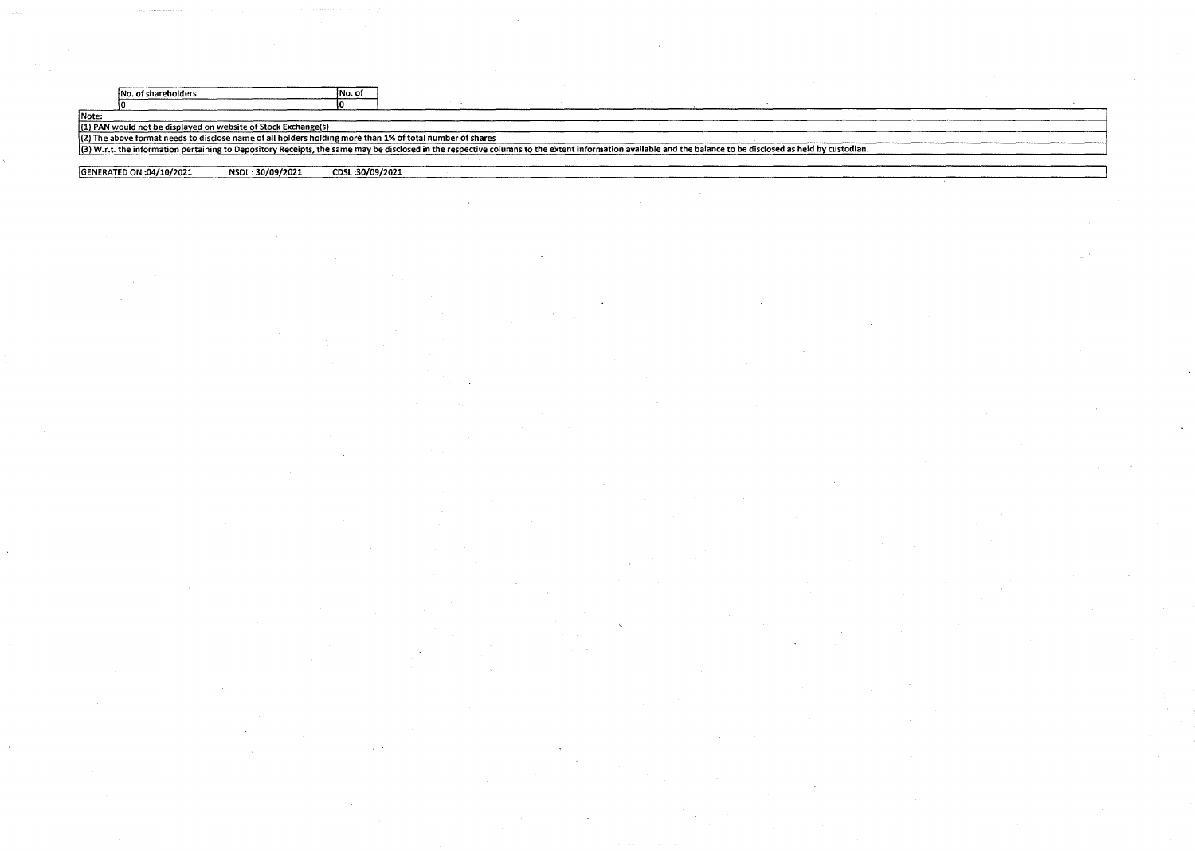| No. of shareholders | No. of |
|---|---|
| 0 | 0 |

Note:

(1) PAN would not be displayed on website of Stock Exchange(s)

(2) The above format needs to disclose name of all holders holding more than 1% of total number of shares

(3) W.r.t. the information pertaining to Depository Receipts, the same may be disclosed in the respective columns to the extent information available and the balance to be disclosed as held by custodian.

GENERATED ON :04/10/2021 NSDL : 30/09/2021 CDSL :30/09/2021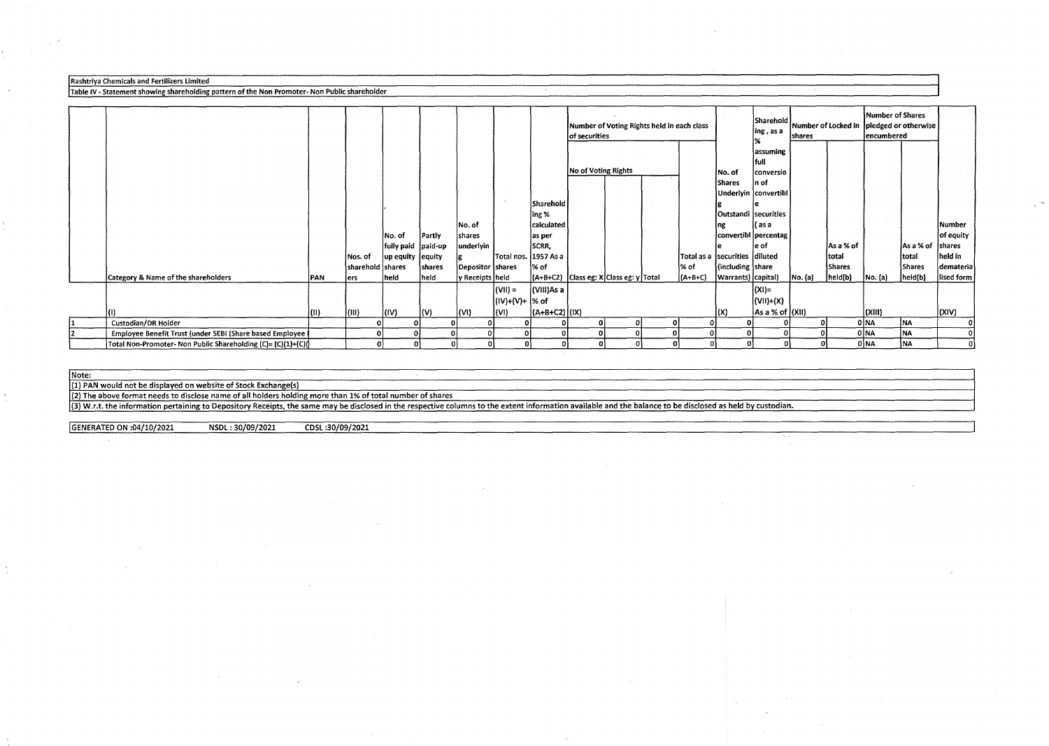Rashtriya Chemicals and Fertilizers Limited

Table IV - Statement showing shareholding pattern of the Non Promoter- Non Public shareholder

| | Category & Name of the shareholders | PAN | Nos. of shareholders | No. of fully paid up equity shares held | Partly paid-up equity shares held | No. of shares underlying Depository Receipts | Total nos. shares held | Shareholding % calculated as per SCRR, 1957 As a % of (A+B+C2) | Number of Voting Rights held in each class of securities | | | | No. of Shares Underlying Outstanding convertible securities (including Warrants) | Shareholding, as a % assuming full conversion of convertible securities ( as a percentage of diluted share capital) | Number of Locked in shares | | Number of Shares pledged or otherwise encumbered | | Number of equity shares held in dematerialised form |
|---|---|---|---|---|---|---|---|---|---|---|---|---|---|---|---|---|---|---|---|
| | | | | | | | | | No of Voting Rights | | | Total as a % of (A+B+C) | | | No. (a) | As a % of total Shares held(b) | No. (a) | As a % of total Shares held(b) | |
| | | | | | | | | | Class eg: X | Class eg: y | Total | | | | | | | | |
| | (I) | (II) | (III) | (IV) | (V) | (VI) | (VII) = (IV)+(V)+ (VI) | (VIII)As a % of (A+B+C2) | (IX) | | | | (X) | (XI)= (VII)+(X) As a % of (A+B+C2) | (XII) | | (XIII) | | (XIV) |
| 1 | Custodian/DR Holder | | 0 | 0 | 0 | 0 | 0 | 0 | 0 | 0 | 0 | 0 | 0 | 0 | 0 | 0 | NA | NA | 0 |
| 2 | Employee Benefit Trust (under SEBI (Share based Employee | | 0 | 0 | 0 | 0 | 0 | 0 | 0 | 0 | 0 | 0 | 0 | 0 | 0 | 0 | NA | NA | 0 |
| | Total Non-Promoter- Non Public Shareholding (C)= (C)(1)+(C)( | | 0 | 0 | 0 | 0 | 0 | 0 | 0 | 0 | 0 | 0 | 0 | 0 | 0 | 0 | NA | NA | 0 |

Note:

(1) PAN would not be displayed on website of Stock Exchange(s)

(2) The above format needs to disclose name of all holders holding more than 1% of total number of shares

(3) W.r.t. the information pertaining to Depository Receipts, the same may be disclosed in the respective columns to the extent information available and the balance to be disclosed as held by custodian.

GENERATED ON :04/10/2021 NSDL : 30/09/2021 CDSL :30/09/2021